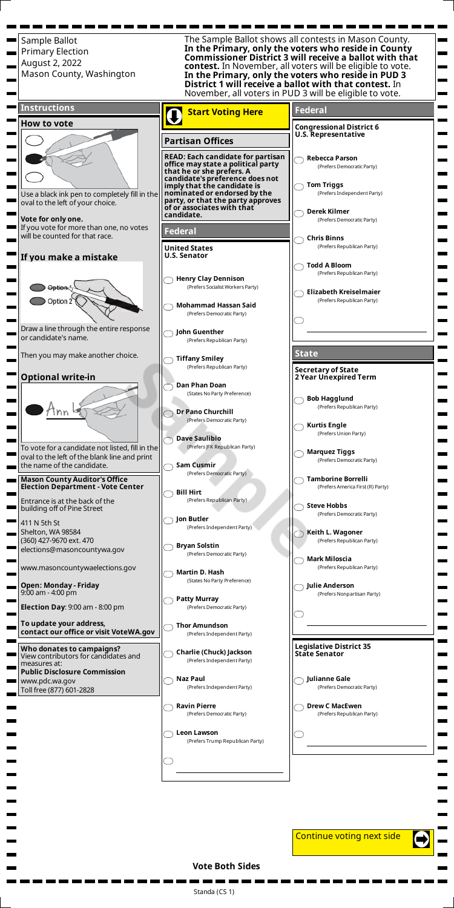Sample Ballot
Primary Election
August 2, 2022
Mason County, Washington

The Sample Ballot shows all contests in Mason County. **In the Primary, only the voters who reside in County Commissioner District 3 will receive a ballot with that contest.** In November, all voters will be eligible to vote. **In the Primary, only the voters who reside in PUD 3 District 1 will receive a ballot with that contest.** In November, all voters in PUD 3 will be eligible to vote.

## Instructions

### How to vote

Use a black ink pen to completely fill in the oval to the left of your choice.

**Vote for only one.**
If you vote for more than one, no votes will be counted for that race.

### If you make a mistake

Option 1
Option 2

Draw a line through the entire response or candidate's name.

Then you may make another choice.

### Optional write-in

Ann

To vote for a candidate not listed, fill in the oval to the left of the blank line and print the name of the candidate.

**Mason County Auditor's Office Election Department - Vote Center**

Entrance is at the back of the building off of Pine Street

411 N 5th St
Shelton, WA 98584
(360) 427-9670 ext. 470
elections@masoncountywa.gov

www.masoncountywaelections.gov

**Open: Monday - Friday**
9:00 am - 4:00 pm

**Election Day**: 9:00 am - 8:00 pm

**To update your address, contact our office or visit VoteWA.gov**

**Who donates to campaigns?**
View contributors for candidates and measures at:
**Public Disclosure Commission**
www.pdc.wa.gov
Toll free (877) 601-2828

**Start Voting Here**

## Partisan Offices

**READ: Each candidate for partisan office may state a political party that he or she prefers. A candidate's preference does not imply that the candidate is nominated or endorsed by the party, or that the party approves of or associates with that candidate.**

## Federal

### United States U.S. Senator

- **Henry Clay Dennison** (Prefers Socialist Workers Party)
- **Mohammad Hassan Said** (Prefers Democratic Party)
- **John Guenther** (Prefers Republican Party)
- **Tiffany Smiley** (Prefers Republican Party)
- **Dan Phan Doan** (States No Party Preference)
- **Dr Pano Churchill** (Prefers Democratic Party)
- **Dave Saulibio** (Prefers JFK Republican Party)
- **Sam Cusmir** (Prefers Democratic Party)
- **Bill Hirt** (Prefers Republican Party)
- **Jon Butler** (Prefers Independent Party)
- **Bryan Solstin** (Prefers Democratic Party)
- **Martin D. Hash** (States No Party Preference)
- **Patty Murray** (Prefers Democratic Party)
- **Thor Amundson** (Prefers Independent Party)
- **Charlie (Chuck) Jackson** (Prefers Independent Party)
- **Naz Paul** (Prefers Independent Party)
- **Ravin Pierre** (Prefers Democratic Party)
- **Leon Lawson** (Prefers Trump Republican Party)
- ______________________

## Federal

### Congressional District 6 U.S. Representative

- **Rebecca Parson** (Prefers Democratic Party)
- **Tom Triggs** (Prefers Independent Party)
- **Derek Kilmer** (Prefers Democratic Party)
- **Chris Binns** (Prefers Republican Party)
- **Todd A Bloom** (Prefers Republican Party)
- **Elizabeth Kreiselmaier** (Prefers Republican Party)
- ______________________

## State

### Secretary of State 2 Year Unexpired Term

- **Bob Hagglund** (Prefers Republican Party)
- **Kurtis Engle** (Prefers Union Party)
- **Marquez Tiggs** (Prefers Democratic Party)
- **Tamborine Borrelli** (Prefers America First (R) Party)
- **Steve Hobbs** (Prefers Democratic Party)
- **Keith L. Wagoner** (Prefers Republican Party)
- **Mark Miloscia** (Prefers Republican Party)
- **Julie Anderson** (Prefers Nonpartisan Party)
- ______________________

### Legislative District 35 State Senator

- **Julianne Gale** (Prefers Democratic Party)
- **Drew C MacEwen** (Prefers Republican Party)
- ______________________

Continue voting next side

**Vote Both Sides**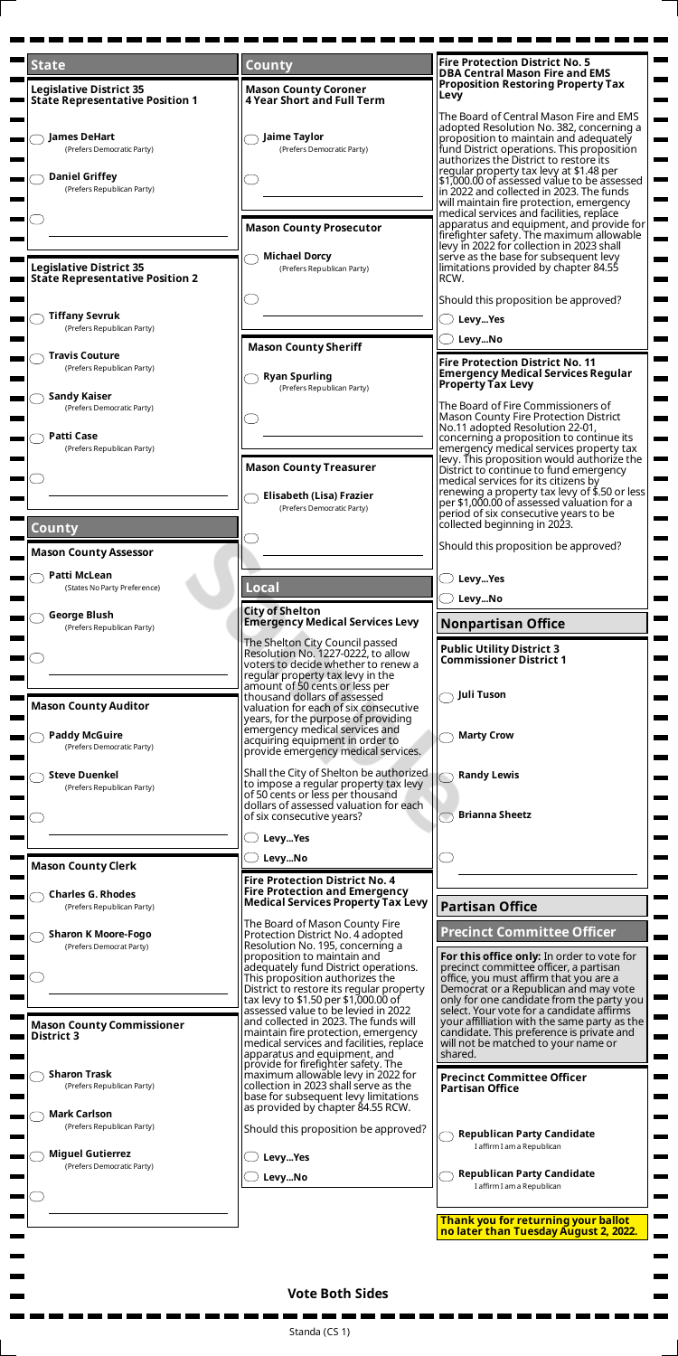## State

### Legislative District 35 State Representative Position 1

- James DeHart (Prefers Democratic Party)
- Daniel Griffey (Prefers Republican Party)
- ____________________

### Legislative District 35 State Representative Position 2

- Tiffany Sevruk (Prefers Republican Party)
- Travis Couture (Prefers Republican Party)
- Sandy Kaiser (Prefers Democratic Party)
- Patti Case (Prefers Republican Party)
- ____________________

## County

### Mason County Assessor

- Patti McLean (States No Party Preference)
- George Blush (Prefers Republican Party)
- ____________________

### Mason County Auditor

- Paddy McGuire (Prefers Democratic Party)
- Steve Duenkel (Prefers Republican Party)
- ____________________

### Mason County Clerk

- Charles G. Rhodes (Prefers Republican Party)
- Sharon K Moore-Fogo (Prefers Democrat Party)
- ____________________

### Mason County Commissioner District 3

- Sharon Trask (Prefers Republican Party)
- Mark Carlson (Prefers Republican Party)
- Miguel Gutierrez (Prefers Democratic Party)
- ____________________

## County

### Mason County Coroner 4 Year Short and Full Term

- Jaime Taylor (Prefers Democratic Party)
- ____________________

### Mason County Prosecutor

- Michael Dorcy (Prefers Republican Party)
- ____________________

### Mason County Sheriff

- Ryan Spurling (Prefers Republican Party)
- ____________________

### Mason County Treasurer

- Elisabeth (Lisa) Frazier (Prefers Democratic Party)
- ____________________

## Local

### City of Shelton Emergency Medical Services Levy

The Shelton City Council passed Resolution No. 1227-0222, to allow voters to decide whether to renew a regular property tax levy in the amount of 50 cents or less per thousand dollars of assessed valuation for each of six consecutive years, for the purpose of providing emergency medical services and acquiring equipment in order to provide emergency medical services.

Shall the City of Shelton be authorized to impose a regular property tax levy of 50 cents or less per thousand dollars of assessed valuation for each of six consecutive years?

- Levy...Yes
- Levy...No

### Fire Protection District No. 4 Fire Protection and Emergency Medical Services Property Tax Levy

The Board of Mason County Fire Protection District No. 4 adopted Resolution No. 195, concerning a proposition to maintain and adequately fund District operations. This proposition authorizes the District to restore its regular property tax levy to \$1.50 per \$1,000.00 of assessed value to be levied in 2022 and collected in 2023. The funds will maintain fire protection, emergency medical services and facilities, replace apparatus and equipment, and provide for firefighter safety. The maximum allowable levy in 2022 for collection in 2023 shall serve as the base for subsequent levy limitations as provided by chapter 84.55 RCW.

Should this proposition be approved?

- Levy...Yes
- Levy...No

### Fire Protection District No. 5 DBA Central Mason Fire and EMS Proposition Restoring Property Tax Levy

The Board of Central Mason Fire and EMS adopted Resolution No. 382, concerning a proposition to maintain and adequately fund District operations. This proposition authorizes the District to restore its regular property tax levy at \$1.48 per \$1,000.00 of assessed value to be assessed in 2022 and collected in 2023. The funds will maintain fire protection, emergency medical services and facilities, replace apparatus and equipment, and provide for firefighter safety. The maximum allowable levy in 2022 for collection in 2023 shall serve as the base for subsequent levy limitations provided by chapter 84.55 RCW.

Should this proposition be approved?

- Levy...Yes
- Levy...No

### Fire Protection District No. 11 Emergency Medical Services Regular Property Tax Levy

The Board of Fire Commissioners of Mason County Fire Protection District No.11 adopted Resolution 22-01, concerning a proposition to continue its emergency medical services property tax levy. This proposition would authorize the District to continue to fund emergency medical services for its citizens by renewing a property tax levy of \$.50 or less per \$1,000.00 of assessed valuation for a period of six consecutive years to be collected beginning in 2023.

Should this proposition be approved?

- Levy...Yes
- Levy...No

## Nonpartisan Office

### Public Utility District 3 Commissioner District 1

- Juli Tuson
- Marty Crow
- Randy Lewis
- Brianna Sheetz
- ____________________

## Partisan Office

## Precinct Committee Officer

**For this office only:** In order to vote for precinct committee officer, a partisan office, you must affirm that you are a Democrat or a Republican and may vote only for one candidate from the party you select. Your vote for a candidate affirms your affilliation with the same party as the candidate. This preference is private and will not be matched to your name or shared.

### Precinct Committee Officer Partisan Office

- Republican Party Candidate (I affirm I am a Republican)
- Republican Party Candidate (I affirm I am a Republican)

**Thank you for returning your ballot no later than Tuesday August 2, 2022.**

**Vote Both Sides**

Standa (CS 1)